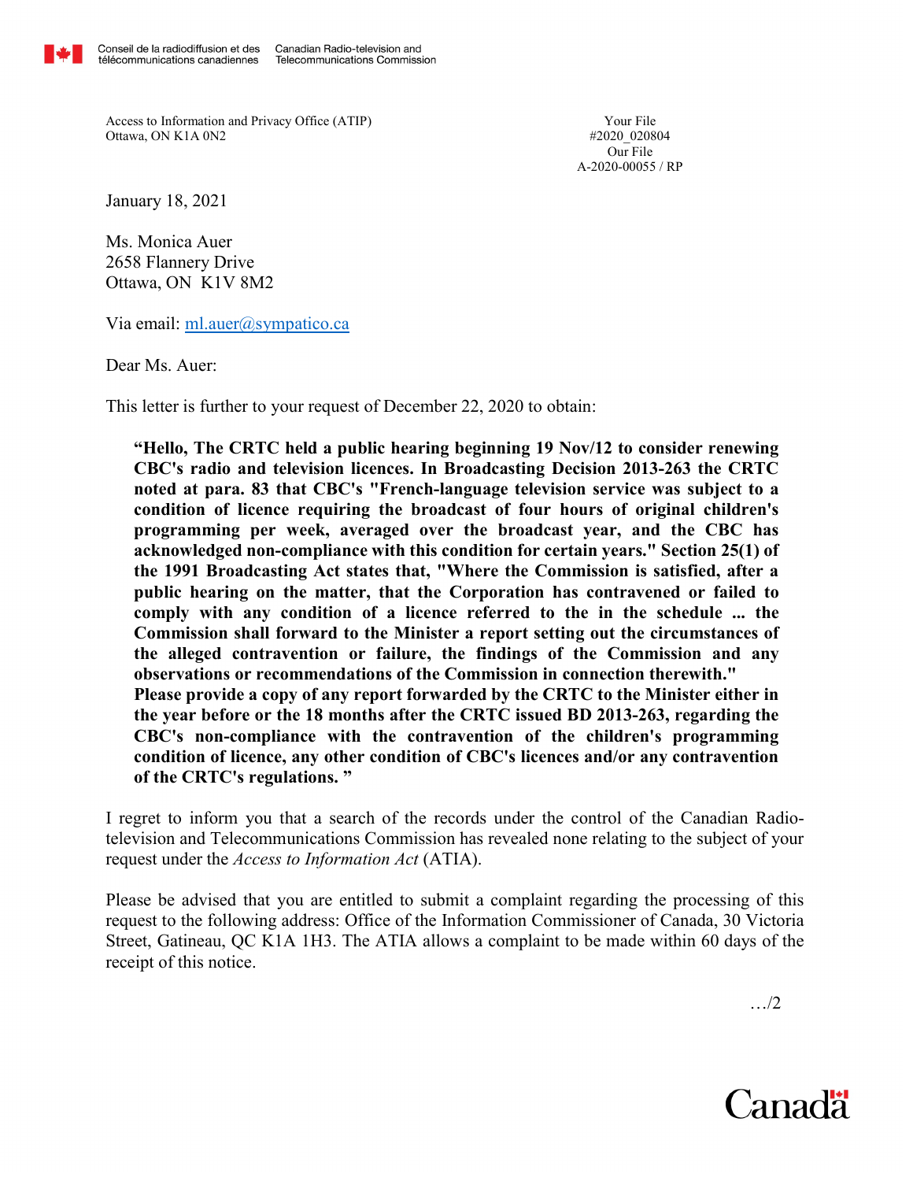Conseil de la radiodiffusion et des télécommunications canadiennes | Canadian Radio-television and Telecommunications Commission

Access to Information and Privacy Office (ATIP)
Ottawa, ON K1A 0N2

Your File
#2020_020804
Our File
A-2020-00055 / RP

January 18, 2021

Ms. Monica Auer
2658 Flannery Drive
Ottawa, ON K1V 8M2

Via email: ml.auer@sympatico.ca

Dear Ms. Auer:

This letter is further to your request of December 22, 2020 to obtain:

> **"Hello, The CRTC held a public hearing beginning 19 Nov/12 to consider renewing CBC's radio and television licences. In Broadcasting Decision 2013-263 the CRTC noted at para. 83 that CBC's "French-language television service was subject to a condition of licence requiring the broadcast of four hours of original children's programming per week, averaged over the broadcast year, and the CBC has acknowledged non-compliance with this condition for certain years." Section 25(1) of the 1991 Broadcasting Act states that, "Where the Commission is satisfied, after a public hearing on the matter, that the Corporation has contravened or failed to comply with any condition of a licence referred to the in the schedule ... the Commission shall forward to the Minister a report setting out the circumstances of the alleged contravention or failure, the findings of the Commission and any observations or recommendations of the Commission in connection therewith."**
> **Please provide a copy of any report forwarded by the CRTC to the Minister either in the year before or the 18 months after the CRTC issued BD 2013-263, regarding the CBC's non-compliance with the contravention of the children's programming condition of licence, any other condition of CBC's licences and/or any contravention of the CRTC's regulations. "**

I regret to inform you that a search of the records under the control of the Canadian Radio-television and Telecommunications Commission has revealed none relating to the subject of your request under the *Access to Information Act* (ATIA).

Please be advised that you are entitled to submit a complaint regarding the processing of this request to the following address: Office of the Information Commissioner of Canada, 30 Victoria Street, Gatineau, QC K1A 1H3. The ATIA allows a complaint to be made within 60 days of the receipt of this notice.

…/2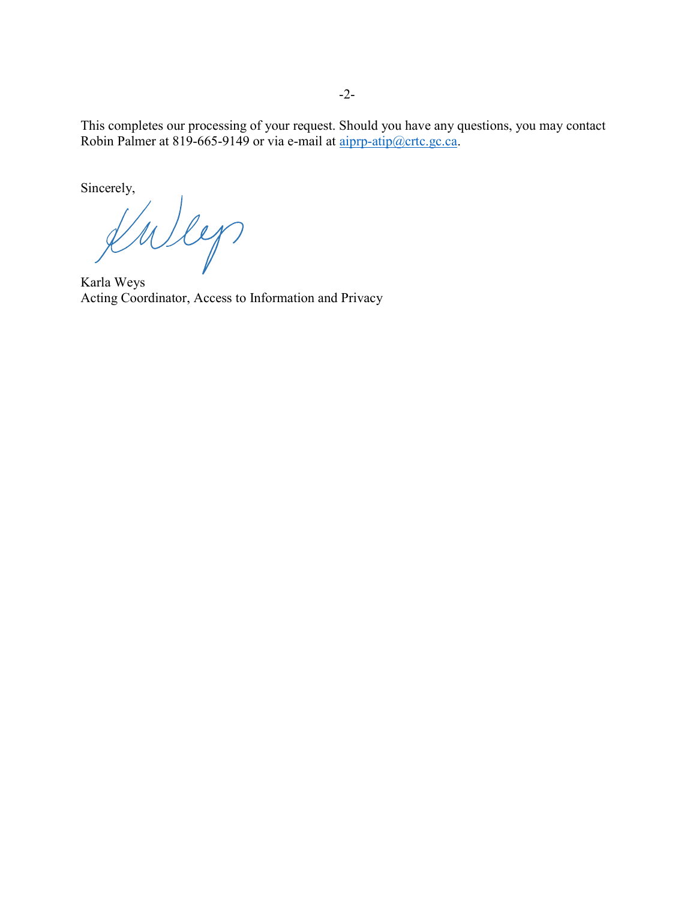This completes our processing of your request. Should you have any questions, you may contact Robin Palmer at 819-665-9149 or via e-mail at aiprp-atip@crtc.gc.ca.

Sincerely,

Karla Weys
Acting Coordinator, Access to Information and Privacy